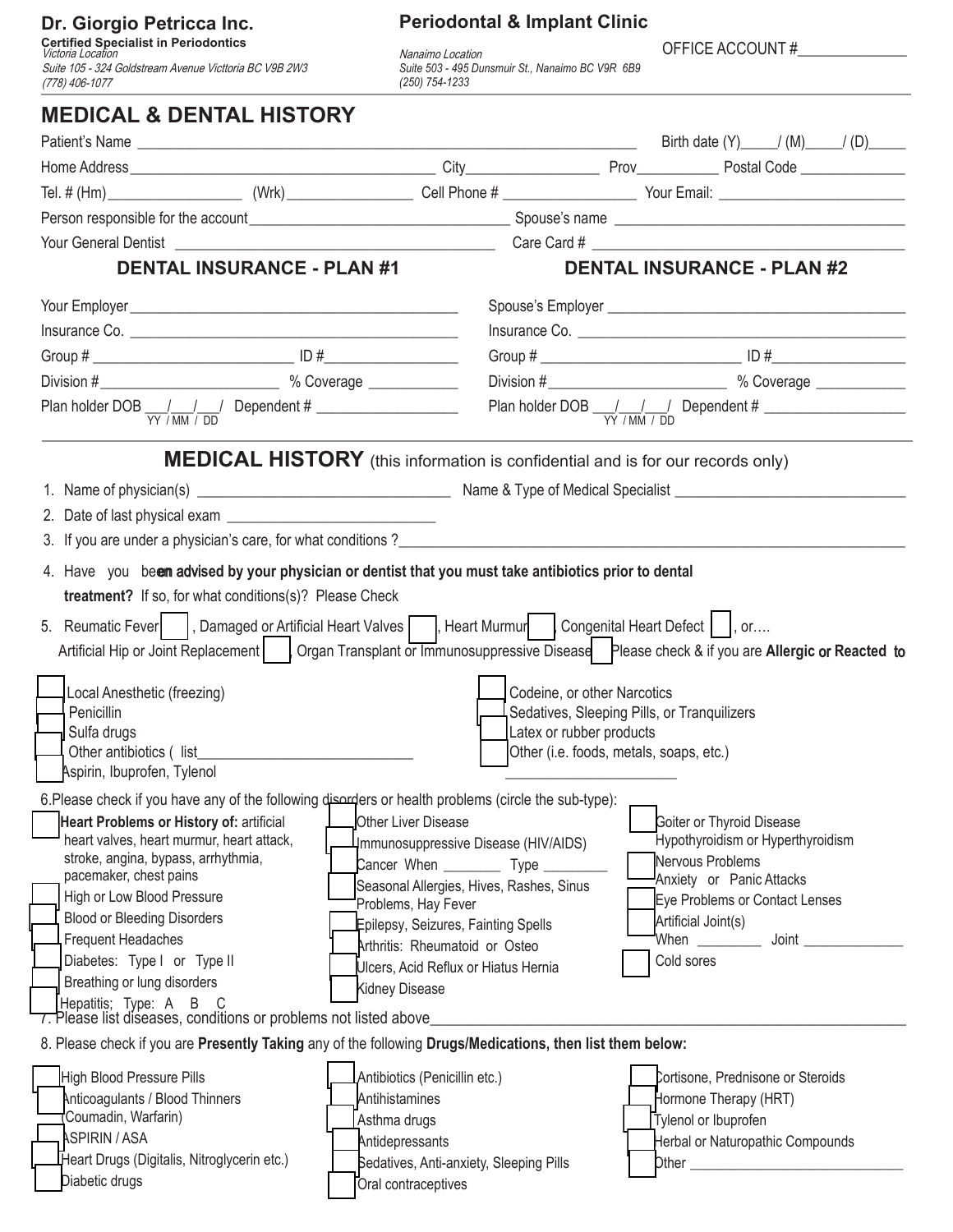**Dr. Giorgio Petricca Inc.**
**Certified Specialist in Periodontics**
*Victoria Location*
*Suite 105 - 324 Goldstream Avenue Victtoria BC V9B 2W3*
*(778) 406-1077*

**Periodontal & Implant Clinic**

*Nanaimo Location*
*Suite 503 - 495 Dunsmuir St., Nanaimo BC V9R 6B9*
*(250) 754-1233*

OFFICE ACCOUNT #______________

# MEDICAL & DENTAL HISTORY

Patient's Name ______________________________ Birth date (Y)_____/ (M)_____/ (D)_____

Home Address ______________________________ City________________ Prov__________ Postal Code ______________

Tel. # (Hm)_________________ (Wrk)________________ Cell Phone # _________________ Your Email: ________________________

Person responsible for the account_________________________________ Spouse's name ____________________________________

Your General Dentist ______________________________________ Care Card # ____________________________________

| DENTAL INSURANCE - PLAN #1 | DENTAL INSURANCE - PLAN #2 |
|---|---|
| Your Employer ______________________________ | Spouse's Employer ______________________________ |
| Insurance Co. ______________________________ | Insurance Co. ______________________________ |
| Group # ________________ ID #________________ | Group # ________________ ID #________________ |
| Division #________________ % Coverage ___________ | Division #________________ % Coverage ___________ |
| Plan holder DOB ___/___/___/ (YY / MM / DD) Dependent # __________________ | Plan holder DOB ___/___/___/ (YY / MM / DD) Dependent # __________________ |

## MEDICAL HISTORY (this information is confidential and is for our records only)

1. Name of physician(s) ________________________________ Name & Type of Medical Specialist ______________________________
2. Date of last physical exam ___________________________
3. If you are under a physician's care, for what conditions ?______________________________________________________
4. Have you been **advised by your physician or dentist that you must take antibiotics prior to dental treatment?** If so, for what conditions(s)? Please Check
5. Reumatic Fever ☐ , Damaged or Artificial Heart Valves ☐ , Heart Murmur ☐ , Congenital Heart Defect ☐ , or….
   Artificial Hip or Joint Replacement ☐ , Organ Transplant or Immunosuppressive Disease ☐ Please check & if you are **Allergic or Reacted to**

- ☐ Local Anesthetic (freezing)
- ☐ Penicillin
- ☐ Sulfa drugs
- ☐ Other antibiotics ( list____________________________
- ☐ Aspirin, Ibuprofen, Tylenol
- ☐ Codeine, or other Narcotics
- ☐ Sedatives, Sleeping Pills, or Tranquilizers
- ☐ Latex or rubber products
- ☐ Other (i.e. foods, metals, soaps, etc.) ______________________

6.Please check if you have any of the following disorders or health problems (circle the sub-type):

- ☐ **Heart Problems or History of:** artificial heart valves, heart murmur, heart attack, stroke, angina, bypass, arrhythmia, pacemaker, chest pains
- ☐ High or Low Blood Pressure
- ☐ Blood or Bleeding Disorders
- ☐ Frequent Headaches
- ☐ Diabetes: Type I or Type II
- ☐ Breathing or lung disorders
- ☐ Hepatitis; Type: A B C
- ☐ Other Liver Disease
- ☐ Immunosuppressive Disease (HIV/AIDS)
- ☐ Cancer When ________ Type _________
- ☐ Seasonal Allergies, Hives, Rashes, Sinus Problems, Hay Fever
- ☐ Epilepsy, Seizures, Fainting Spells
- ☐ Arthritis: Rheumatoid or Osteo
- ☐ Ulcers, Acid Reflux or Hiatus Hernia
- ☐ Kidney Disease
- ☐ Goiter or Thyroid Disease Hypothyroidism or Hyperthyroidism
- ☐ Nervous Problems Anxiety or Panic Attacks
- ☐ Eye Problems or Contact Lenses
- ☐ Artificial Joint(s) When _________ Joint ______________
- ☐ Cold sores

7. Please list diseases, conditions or problems not listed above_____________________________________________________

8. Please check if you are **Presently Taking** any of the following **Drugs/Medications, then list them below:**

- ☐ High Blood Pressure Pills
- ☐ Anticoagulants / Blood Thinners (Coumadin, Warfarin)
- ☐ ASPIRIN / ASA
- ☐ Heart Drugs (Digitalis, Nitroglycerin etc.)
- ☐ Diabetic drugs
- ☐ Antibiotics (Penicillin etc.)
- ☐ Antihistamines
- ☐ Asthma drugs
- ☐ Antidepressants
- ☐ Sedatives, Anti-anxiety, Sleeping Pills
- ☐ Oral contraceptives
- ☐ Cortisone, Prednisone or Steroids
- ☐ Hormone Therapy (HRT)
- ☐ Tylenol or Ibuprofen
- ☐ Herbal or Naturopathic Compounds
- ☐ Other ______________________________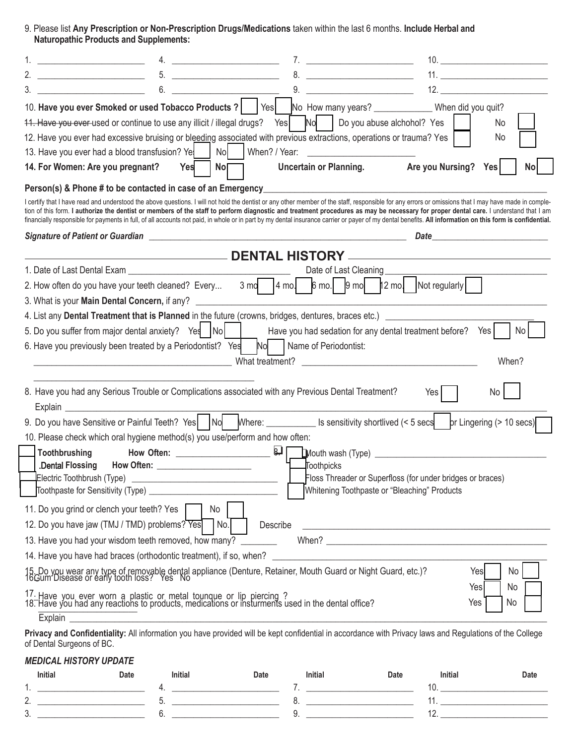9. Please list **Any Prescription or Non-Prescription Drugs/Medications** taken within the last 6 months. **Include Herbal and Naturopathic Products and Supplements:**

| | | | |
|---|---|---|---|
| 1. ______________ | 4. ______________ | 7. ______________ | 10. ______________ |
| 2. ______________ | 5. ______________ | 8. ______________ | 11. ______________ |
| 3. ______________ | 6. ______________ | 9. ______________ | 12. ______________ |

10. **Have you ever Smoked or used Tobacco Products ?** ☐ Yes ☐ No How many years? ____________ When did you quit?

~~11. Have you ever~~ used or continue to use any illicit / illegal drugs? Yes ☐ No ☐ Do you abuse alchohol? Yes ☐ No ☐

12. Have you ever had excessive bruising or bleeding associated with previous extractions, operations or trauma? Yes ☐ No ☐

13. Have you ever had a blood transfusion? Yes ☐ No ☐ When? / Year: ____________

14. **For Women: Are you pregnant? Yes ☐ No ☐ Uncertain or Planning. Are you Nursing? Yes ☐ No ☐**

**Person(s) & Phone # to be contacted in case of an Emergency**________________________________

I certify that I have read and understood the above questions. I will not hold the dentist or any other member of the staff, responsible for any errors or omissions that I may have made in completion of this form. **I authorize the dentist or members of the staff to perform diagnostic and treatment procedures as may be necessary for proper dental care.** I understand that I am financially responsible for payments in full, of all accounts not paid, in whole or in part by my dental insurance carrier or payer of my dental benefits. **All information on this form is confidential.**

***Signature of Patient or Guardian*** ________________________________ ***Date***______________

## DENTAL HISTORY

1. Date of Last Dental Exam ____________________ Date of Last Cleaning ____________________

2. How often do you have your teeth cleaned? Every... 3 mo ☐ 4 mo. ☐ 6 mo. ☐ 9 mo ☐ 12 mo. ☐ Not regularly ☐

3. What is your **Main Dental Concern,** if any? ________________________________

4. List any **Dental Treatment that is Planned** in the future (crowns, bridges, dentures, braces etc.) ____________________

5. Do you suffer from major dental anxiety? Yes ☐ No ☐ Have you had sedation for any dental treatment before? Yes ☐ No ☐

6. Have you previously been treated by a Periodontist? Yes ☐ No ☐ Name of Periodontist:

________________________ What treatment? ________________________ When?

________________________

8. Have you had any Serious Trouble or Complications associated with any Previous Dental Treatment? Yes ☐ No ☐

Explain ________________________________

9. Do you have Sensitive or Painful Teeth? Yes ☐ No ☐ Where: __________ Is sensitivity shortlived (< 5 secs ☐ or Lingering (> 10 secs) ☐

10. Please check which oral hygiene method(s) you use/perform and how often:

☐ **Toothbrushing How Often:** ____________________ ☐ Mouth wash (Type) ____________________

☐ **.Dental Flossing How Often:** ____________________ ☐ Toothpicks

☐ Electric Toothbrush (Type) ____________________ ☐ Floss Threader or Superfloss (for under bridges or braces)

☐ Toothpaste for Sensitivity (Type) ____________________ ☐ Whitening Toothpaste or "Bleaching" Products

11. Do you grind or clench your teeth? Yes ☐ No ☐

12. Do you have jaw (TMJ / TMD) problems? Yes ☐ No. ☐ Describe ____________________________

13. Have you had your wisdom teeth removed, how many? _______ When? ____________________

14. Have you have had braces (orthodontic treatment), if so, when? ____________________

15. Do you wear any type of removable dental appliance (Denture, Retainer, Mouth Guard or Night Guard, etc.)? Yes ☐ No ☐

16. Gum Disease or early tooth loss? Yes No

17. Have you ever worn a plastic or metal tounque or lip piercing ? Yes ☐ No ☐

18. Have you had any reactions to products, medications or insturments used in the dental office? Yes ☐ No ☐

Explain ________________________________

**Privacy and Confidentiality:** All information you have provided will be kept confidential in accordance with Privacy laws and Regulations of the College of Dental Surgeons of BC.

***MEDICAL HISTORY UPDATE***

| Initial | Date | Initial | Date | Initial | Date | Initial | Date |
|---|---|---|---|---|---|---|---|
| 1. | | 4. | | 7. | | 10. | |
| 2. | | 5. | | 8. | | 11. | |
| 3. | | 6. | | 9. | | 12. | |